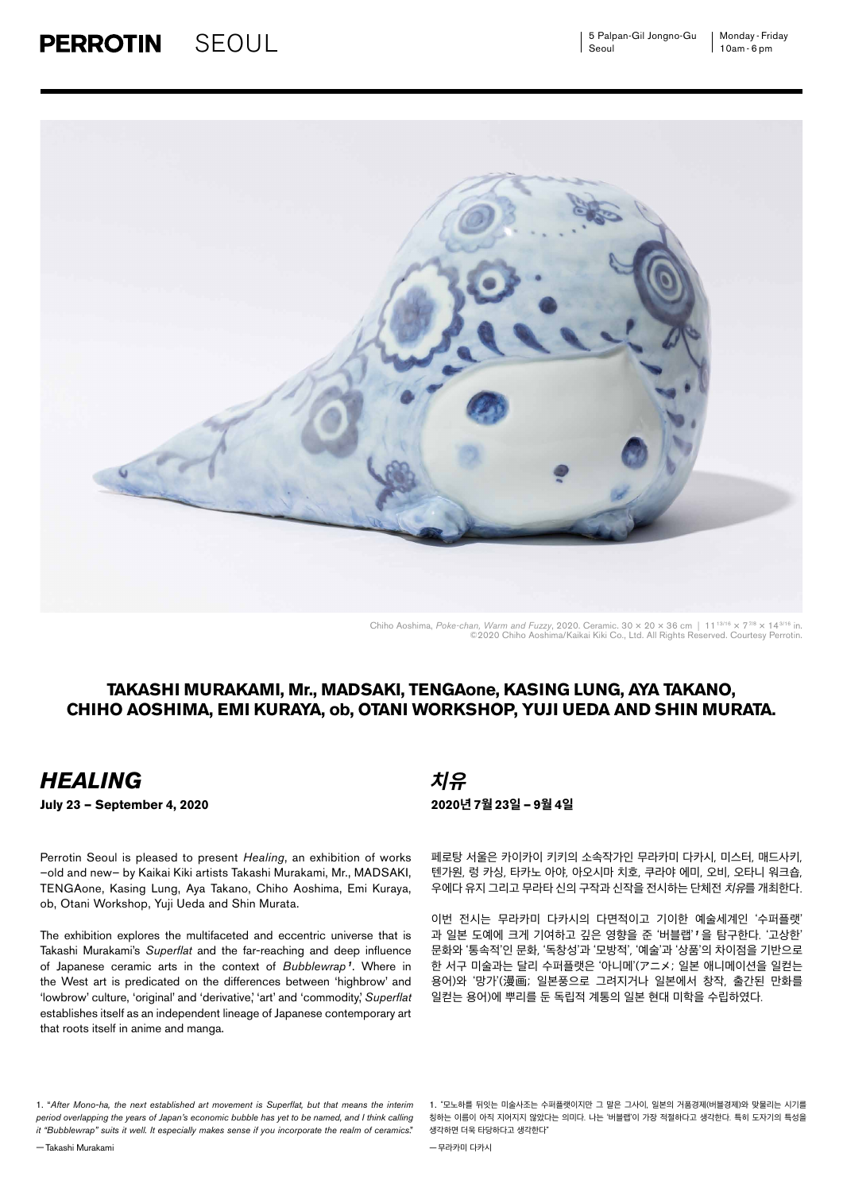Chiho Aoshima, *Poke-chan, Warm and Fuzzy*, 2020. Ceramic. 30 × 20 × 36 cm | 11 13/16 × 7 7/8 × 14 3/16 in.
©2020 Chiho Aoshima/Kaikai Kiki Co., Ltd. All Rights Reserved. Courtesy Perrotin.

**TAKASHI MURAKAMI, Mr., MADSAKI, TENGAone, KASING LUNG, AYA TAKANO, CHIHO AOSHIMA, EMI KURAYA, ob, OTANI WORKSHOP, YUJI UEDA AND SHIN MURATA.**

# *HEALING*

**July 23 – September 4, 2020**

Perrotin Seoul is pleased to present *Healing*, an exhibition of works –old and new– by Kaikai Kiki artists Takashi Murakami, Mr., MADSAKI, TENGAone, Kasing Lung, Aya Takano, Chiho Aoshima, Emi Kuraya, ob, Otani Workshop, Yuji Ueda and Shin Murata.

The exhibition explores the multifaceted and eccentric universe that is Takashi Murakami's *Superflat* and the far-reaching and deep influence of Japanese ceramic arts in the context of *Bubblewrap*[1]. Where in the West art is predicated on the differences between 'highbrow' and 'lowbrow' culture, 'original' and 'derivative,' 'art' and 'commodity,' *Superflat* establishes itself as an independent lineage of Japanese contemporary art that roots itself in anime and manga.

# *치유*

**2020년 7월 23일 – 9월 4일**

페로탕 서울은 카이카이 키키의 소속작가인 무라카미 다카시, 미스터, 매드사키, 텐가원, 렁 카싱, 타카노 아야, 아오시마 치호, 쿠라야 에미, 오비, 오타니 워크숍, 우에다 유지 그리고 무라타 신의 구작과 신작을 전시하는 단체전 *치유*를 개최한다.

이번 전시는 무라카미 다카시의 다면적이고 기이한 예술세계인 '수퍼플랫'과 일본 도예에 크게 기여하고 깊은 영향을 준 '버블랩'[1]을 탐구한다. '고상한' 문화와 '통속적'인 문화, '독창성'과 '모방적', '예술'과 '상품'의 차이점을 기반으로 한 서구 미술과는 달리 수퍼플랫은 '아니메'(アニメ; 일본 애니메이션을 일컫는 용어)와 '망가'(漫画; 일본풍으로 그려지거나 일본에서 창작, 출간된 만화를 일컫는 용어)에 뿌리를 둔 독립적 계통의 일본 현대 미학을 수립하였다.

1. "*After Mono-ha, the next established art movement is Superflat, but that means the interim period overlapping the years of Japan's economic bubble has yet to be named, and I think calling it "Bubblewrap" suits it well. It especially makes sense if you incorporate the realm of ceramics.*"

— Takashi Murakami

1. "모노하를 뒤잇는 미술사조는 수퍼플랫이지만 그 말은 그 사이, 일본의 거품경제(버블경제)와 맞물리는 시기를 칭하는 이름이 아직 지어지지 않았다는 의미다. 나는 '버블랩'이 가장 적절하다고 생각한다. 특히 도자기의 특성을 생각하면 더욱 타당하다고 생각한다"

— 무라카미 다카시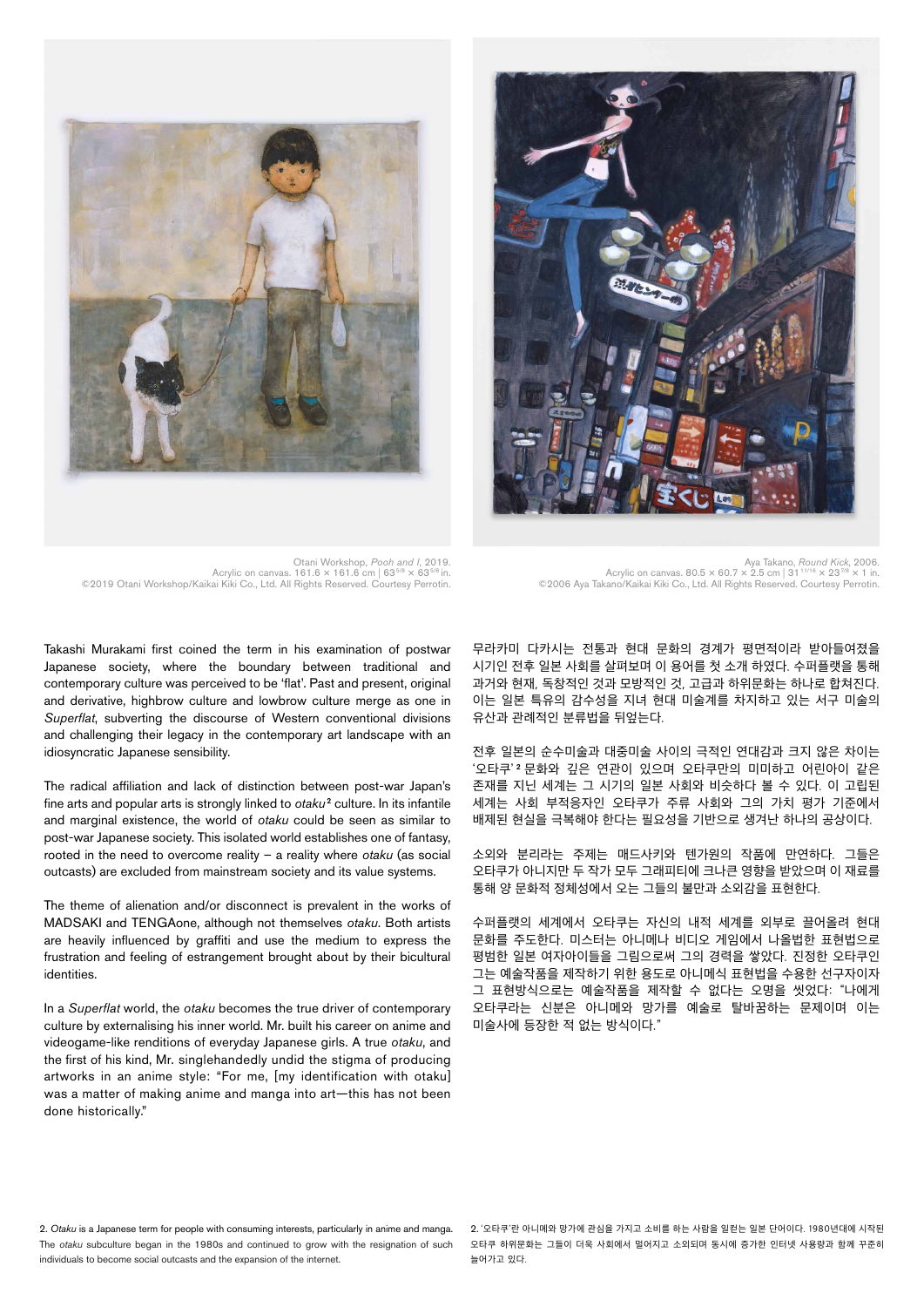Otani Workshop, *Pooh and I*, 2019.
Acrylic on canvas. 161.6 × 161.6 cm | 63 5/8 × 63 5/8 in.
©2019 Otani Workshop/Kaikai Kiki Co., Ltd. All Rights Reserved. Courtesy Perrotin.

Aya Takano, *Round Kick*, 2006.
Acrylic on canvas. 80.5 × 60.7 × 2.5 cm | 31 11/16 × 23 7/8 × 1 in.
©2006 Aya Takano/Kaikai Kiki Co., Ltd. All Rights Reserved. Courtesy Perrotin.

Takashi Murakami first coined the term in his examination of postwar Japanese society, where the boundary between traditional and contemporary culture was perceived to be 'flat'. Past and present, original and derivative, highbrow culture and lowbrow culture merge as one in *Superflat*, subverting the discourse of Western conventional divisions and challenging their legacy in the contemporary art landscape with an idiosyncratic Japanese sensibility.

The radical affiliation and lack of distinction between post-war Japan's fine arts and popular arts is strongly linked to *otaku*[2] culture. In its infantile and marginal existence, the world of *otaku* could be seen as similar to post-war Japanese society. This isolated world establishes one of fantasy, rooted in the need to overcome reality – a reality where *otaku* (as social outcasts) are excluded from mainstream society and its value systems.

The theme of alienation and/or disconnect is prevalent in the works of MADSAKI and TENGAone, although not themselves *otaku*. Both artists are heavily influenced by graffiti and use the medium to express the frustration and feeling of estrangement brought about by their bicultural identities.

In a *Superflat* world, the *otaku* becomes the true driver of contemporary culture by externalising his inner world. Mr. built his career on anime and videogame-like renditions of everyday Japanese girls. A true *otaku*, and the first of his kind, Mr. singlehandedly undid the stigma of producing artworks in an anime style: "For me, [my identification with otaku] was a matter of making anime and manga into art—this has not been done historically."

무라카미 다카시는 전통과 현대 문화의 경계가 평면적이라 받아들여졌을 시기인 전후 일본 사회를 살펴보며 이 용어를 첫 소개 하였다. 수퍼플랫을 통해 과거와 현재, 독창적인 것과 모방적인 것, 고급과 하위문화는 하나로 합쳐진다. 이는 일본 특유의 감수성을 지녀 현대 미술계를 차지하고 있는 서구 미술의 유산과 관례적인 분류법을 뒤엎는다.

전후 일본의 순수미술과 대중미술 사이의 극적인 연대감과 크지 않은 차이는 '오타쿠'[2] 문화와 깊은 연관이 있으며 오타쿠만의 미미하고 어린아이 같은 존재를 지닌 세계는 그 시기의 일본 사회와 비슷하다 볼 수 있다. 이 고립된 세계는 사회 부적응자인 오타쿠가 주류 사회와 그의 가치 평가 기준에서 배제된 현실을 극복해야 한다는 필요성을 기반으로 생겨난 하나의 공상이다.

소외와 분리라는 주제는 매드사키와 텐가원의 작품에 만연하다. 그들은 오타쿠가 아니지만 두 작가 모두 그래피티에 크나큰 영향을 받았으며 이 재료를 통해 양 문화적 정체성에서 오는 그들의 불만과 소외감을 표현한다.

수퍼플랫의 세계에서 오타쿠는 자신의 내적 세계를 외부로 끌어올려 현대 문화를 주도한다. 미스터는 아니메나 비디오 게임에서 나올법한 표현법으로 평범한 일본 여자아이들을 그림으로써 그의 경력을 쌓았다. 진정한 오타쿠인 그는 예술작품을 제작하기 위한 용도로 아니메식 표현법을 수용한 선구자이자 그 표현방식으로는 예술작품을 제작할 수 없다는 오명을 씻었다: "나에게 오타쿠라는 신분은 아니메와 망가를 예술로 탈바꿈하는 문제이며 이는 미술사에 등장한 적 없는 방식이다."

2. *Otaku* is a Japanese term for people with consuming interests, particularly in anime and manga. The *otaku* subculture began in the 1980s and continued to grow with the resignation of such individuals to become social outcasts and the expansion of the internet.

2. '오타쿠'란 아니메와 망가에 관심을 가지고 소비를 하는 사람을 일컫는 일본 단어이다. 1980년대에 시작된 오타쿠 하위문화는 그들이 더욱 사회에서 멀어지고 소외되며 동시에 증가한 인터넷 사용량과 함께 꾸준히 늘어가고 있다.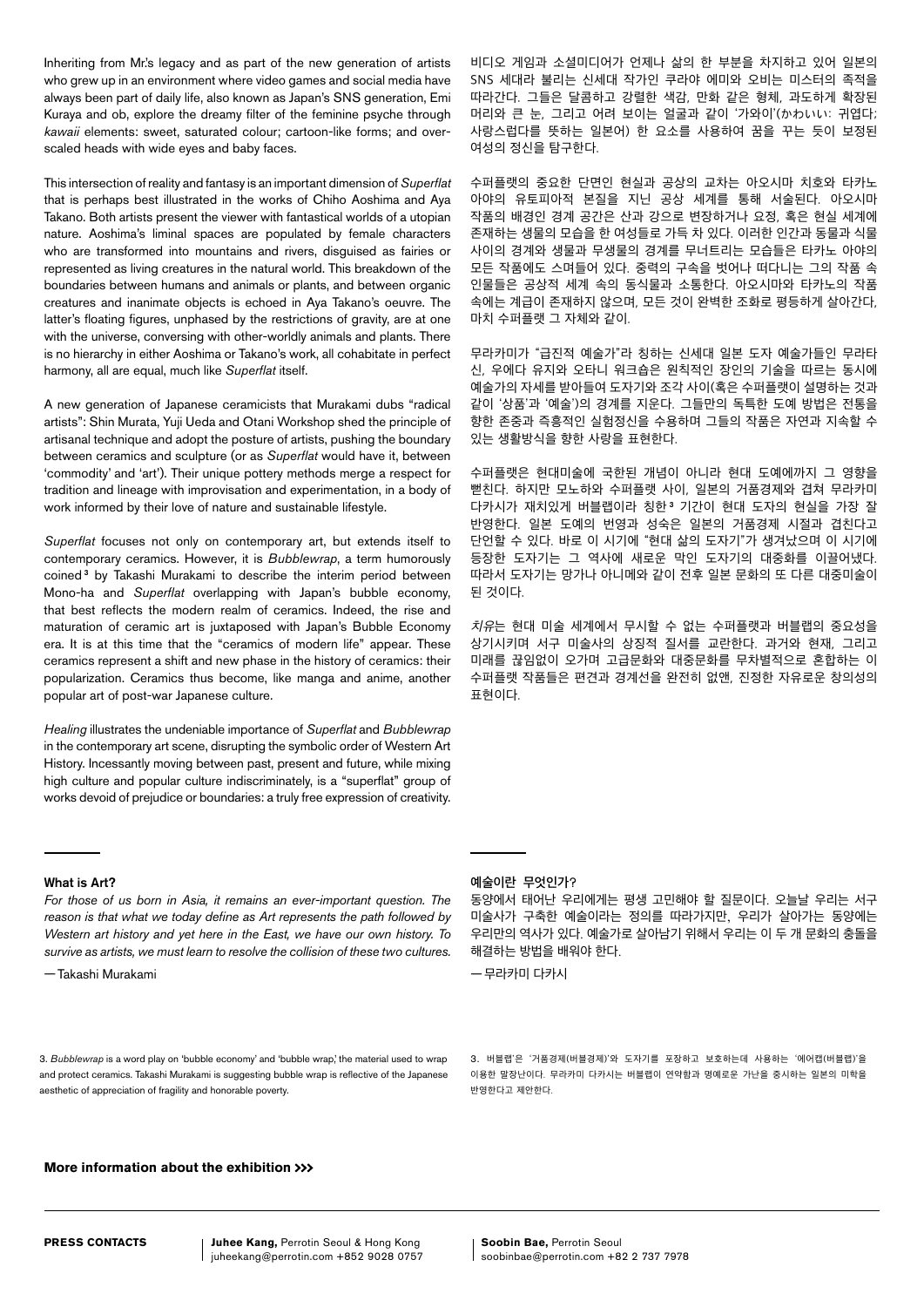Inheriting from Mr.'s legacy and as part of the new generation of artists who grew up in an environment where video games and social media have always been part of daily life, also known as Japan's SNS generation, Emi Kuraya and ob, explore the dreamy filter of the feminine psyche through *kawaii* elements: sweet, saturated colour; cartoon-like forms; and over-scaled heads with wide eyes and baby faces.

This intersection of reality and fantasy is an important dimension of *Superflat* that is perhaps best illustrated in the works of Chiho Aoshima and Aya Takano. Both artists present the viewer with fantastical worlds of a utopian nature. Aoshima's liminal spaces are populated by female characters who are transformed into mountains and rivers, disguised as fairies or represented as living creatures in the natural world. This breakdown of the boundaries between humans and animals or plants, and between organic creatures and inanimate objects is echoed in Aya Takano's oeuvre. The latter's floating figures, unphased by the restrictions of gravity, are at one with the universe, conversing with other-worldly animals and plants. There is no hierarchy in either Aoshima or Takano's work, all cohabitate in perfect harmony, all are equal, much like *Superflat* itself.

A new generation of Japanese ceramicists that Murakami dubs "radical artists": Shin Murata, Yuji Ueda and Otani Workshop shed the principle of artisanal technique and adopt the posture of artists, pushing the boundary between ceramics and sculpture (or as *Superflat* would have it, between 'commodity' and 'art'). Their unique pottery methods merge a respect for tradition and lineage with improvisation and experimentation, in a body of work informed by their love of nature and sustainable lifestyle.

*Superflat* focuses not only on contemporary art, but extends itself to contemporary ceramics. However, it is *Bubblewrap*, a term humorously coined[3] by Takashi Murakami to describe the interim period between Mono-ha and *Superflat* overlapping with Japan's bubble economy, that best reflects the modern realm of ceramics. Indeed, the rise and maturation of ceramic art is juxtaposed with Japan's Bubble Economy era. It is at this time that the "ceramics of modern life" appear. These ceramics represent a shift and new phase in the history of ceramics: their popularization. Ceramics thus become, like manga and anime, another popular art of post-war Japanese culture.

*Healing* illustrates the undeniable importance of *Superflat* and *Bubblewrap* in the contemporary art scene, disrupting the symbolic order of Western Art History. Incessantly moving between past, present and future, while mixing high culture and popular culture indiscriminately, is a "superflat" group of works devoid of prejudice or boundaries: a truly free expression of creativity.

비디오 게임과 소셜미디어가 언제나 삶의 한 부분을 차지하고 있어 일본의 SNS 세대라 불리는 신세대 작가인 쿠라야 에미와 오비는 미스터의 족적을 따라간다. 그들은 달콤하고 강렬한 색감, 만화 같은 형체, 과도하게 확장된 머리와 큰 눈, 그리고 어려 보이는 얼굴과 같이 '가와이'(かわいい: 귀엽다; 사랑스럽다를 뜻하는 일본어) 한 요소를 사용하여 꿈을 꾸는 듯이 보정된 여성의 정신을 탐구한다.

수퍼플랫의 중요한 단면인 현실과 공상의 교차는 아오시마 치호와 타카노 아야의 유토피아적 본질을 지닌 공상 세계를 통해 서술된다. 아오시마 작품의 배경인 경계 공간은 산과 강으로 변장하거나 요정, 혹은 현실 세계에 존재하는 생물의 모습을 한 여성들로 가득 차 있다. 이러한 인간과 동물과 식물 사이의 경계와 생물과 무생물의 경계를 무너트리는 모습들은 타카노 아야의 모든 작품에도 스며들어 있다. 중력의 구속을 벗어나 떠다니는 그의 작품 속 인물들은 공상적 세계 속의 동식물과 소통한다. 아오시마와 타카노의 작품 속에는 계급이 존재하지 않으며, 모든 것이 완벽한 조화로 평등하게 살아간다, 마치 수퍼플랫 그 자체와 같이.

무라카미가 "급진적 예술가"라 칭하는 신세대 일본 도자 예술가들인 무라타 신, 우에다 유지와 오타니 워크숍은 원칙적인 장인의 기술을 따르는 동시에 예술가의 자세를 받아들여 도자기와 조각 사이(혹은 수퍼플랫이 설명하는 것과 같이 '상품'과 '예술')의 경계를 지운다. 그들만의 독특한 도예 방법은 전통을 향한 존중과 즉흥적인 실험정신을 수용하며 그들의 작품은 자연과 지속할 수 있는 생활방식을 향한 사랑을 표현한다.

수퍼플랫은 현대미술에 국한된 개념이 아니라 현대 도예에까지 그 영향을 뻗친다. 하지만 모노하와 수퍼플랫 사이, 일본의 거품경제와 겹쳐 무라카미 다카시가 재치있게 버블랩이라 칭한[3] 기간이 현대 도자의 현실을 가장 잘 반영한다. 일본 도예의 번영과 성숙은 일본의 거품경제 시절과 겹친다고 단언할 수 있다. 바로 이 시기에 "현대 삶의 도자기"가 생겨났으며 이 시기에 등장한 도자기는 그 역사에 새로운 막인 도자기의 대중화를 이끌어냈다. 따라서 도자기는 망가나 아니메와 같이 전후 일본 문화의 또 다른 대중미술이 된 것이다.

*치유*는 현대 미술 세계에서 무시할 수 없는 수퍼플랫과 버블랩의 중요성을 상기시키며 서구 미술사의 상징적 질서를 교란한다. 과거와 현재, 그리고 미래를 끊임없이 오가며 고급문화와 대중문화를 무차별적으로 혼합하는 이 수퍼플랫 작품들은 편견과 경계선을 완전히 없앤, 진정한 자유로운 창의성의 표현이다.

---

**What is Art?**

*For those of us born in Asia, it remains an ever-important question. The reason is that what we today define as Art represents the path followed by Western art history and yet here in the East, we have our own history. To survive as artists, we must learn to resolve the collision of these two cultures.*

— Takashi Murakami

**예술이란 무엇인가?**

동양에서 태어난 우리에게는 평생 고민해야 할 질문이다. 오늘날 우리는 서구 미술사가 구축한 예술이라는 정의를 따라가지만, 우리가 살아가는 동양에는 우리만의 역사가 있다. 예술가로 살아남기 위해서 우리는 이 두 개 문화의 충돌을 해결하는 방법을 배워야 한다.

— 무라카미 다카시

---

3. *Bubblewrap* is a word play on 'bubble economy' and 'bubble wrap,' the material used to wrap and protect ceramics. Takashi Murakami is suggesting bubble wrap is reflective of the Japanese aesthetic of appreciation of fragility and honorable poverty.

3. 버블랩'은 '거품경제(버블경제)'와 도자기를 포장하고 보호하는데 사용하는 '에어캡(버블랩)'을 이용한 말장난이다. 무라카미 다카시는 버블랩이 연약함과 명예로운 가난을 중시하는 일본의 미학을 반영한다고 제안한다.

**More information about the exhibition >>>**

**PRESS CONTACTS**

**Juhee Kang,** Perrotin Seoul & Hong Kong
juheekang@perrotin.com +852 9028 0757

**Soobin Bae,** Perrotin Seoul
soobinbae@perrotin.com +82 2 737 7978